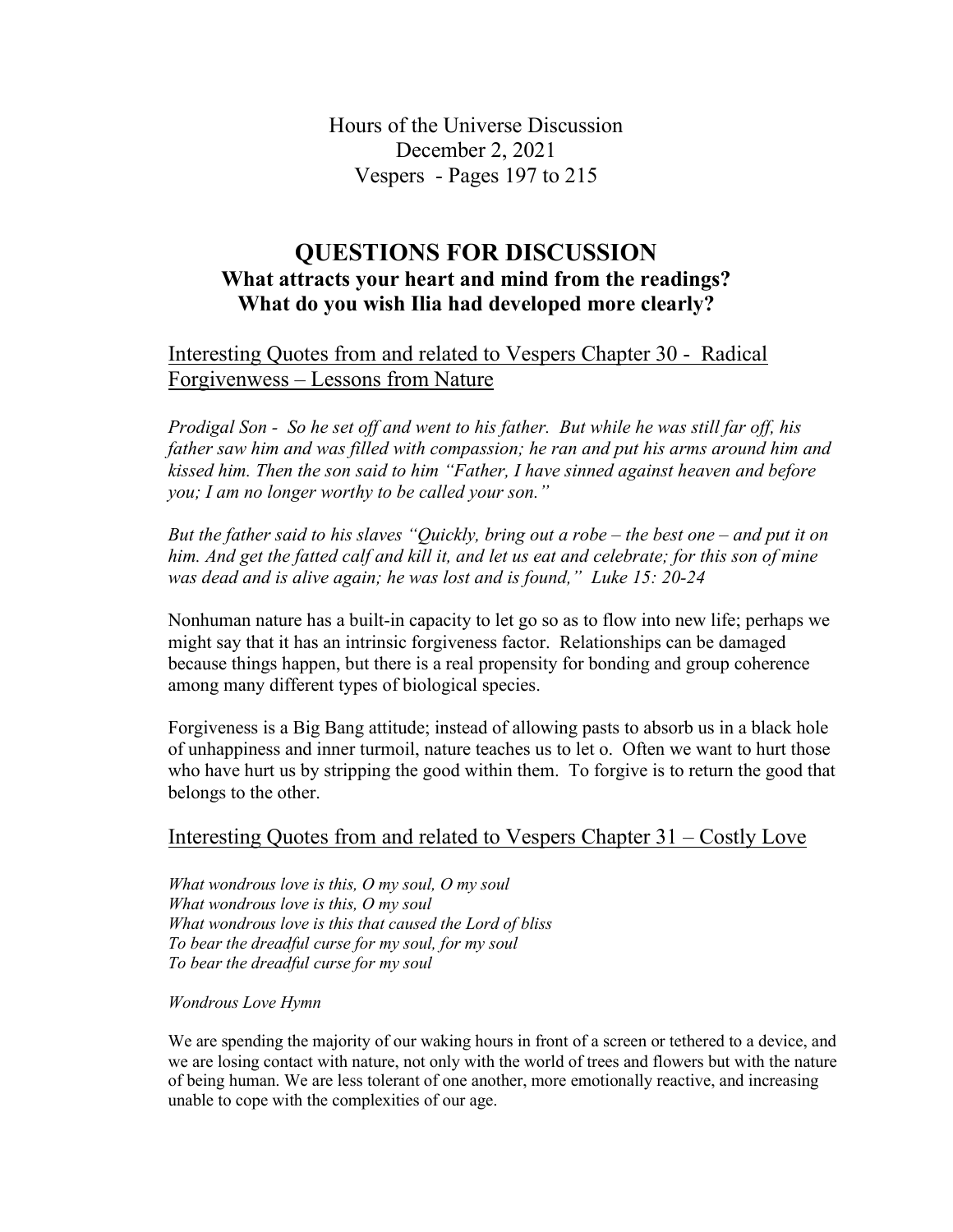Hours of the Universe Discussion
December 2, 2021
Vespers - Pages 197 to 215

# QUESTIONS FOR DISCUSSION

## What attracts your heart and mind from the readings?
## What do you wish Ilia had developed more clearly?

### Interesting Quotes from and related to Vespers Chapter 30 - Radical Forgivenwess – Lessons from Nature

*Prodigal Son - So he set off and went to his father. But while he was still far off, his father saw him and was filled with compassion; he ran and put his arms around him and kissed him. Then the son said to him "Father, I have sinned against heaven and before you; I am no longer worthy to be called your son."*

*But the father said to his slaves "Quickly, bring out a robe – the best one – and put it on him. And get the fatted calf and kill it, and let us eat and celebrate; for this son of mine was dead and is alive again; he was lost and is found," Luke 15: 20-24*

Nonhuman nature has a built-in capacity to let go so as to flow into new life; perhaps we might say that it has an intrinsic forgiveness factor. Relationships can be damaged because things happen, but there is a real propensity for bonding and group coherence among many different types of biological species.

Forgiveness is a Big Bang attitude; instead of allowing pasts to absorb us in a black hole of unhappiness and inner turmoil, nature teaches us to let o. Often we want to hurt those who have hurt us by stripping the good within them. To forgive is to return the good that belongs to the other.

### Interesting Quotes from and related to Vespers Chapter 31 – Costly Love

*What wondrous love is this, O my soul, O my soul*
*What wondrous love is this, O my soul*
*What wondrous love is this that caused the Lord of bliss*
*To bear the dreadful curse for my soul, for my soul*
*To bear the dreadful curse for my soul*

*Wondrous Love Hymn*

We are spending the majority of our waking hours in front of a screen or tethered to a device, and we are losing contact with nature, not only with the world of trees and flowers but with the nature of being human. We are less tolerant of one another, more emotionally reactive, and increasing unable to cope with the complexities of our age.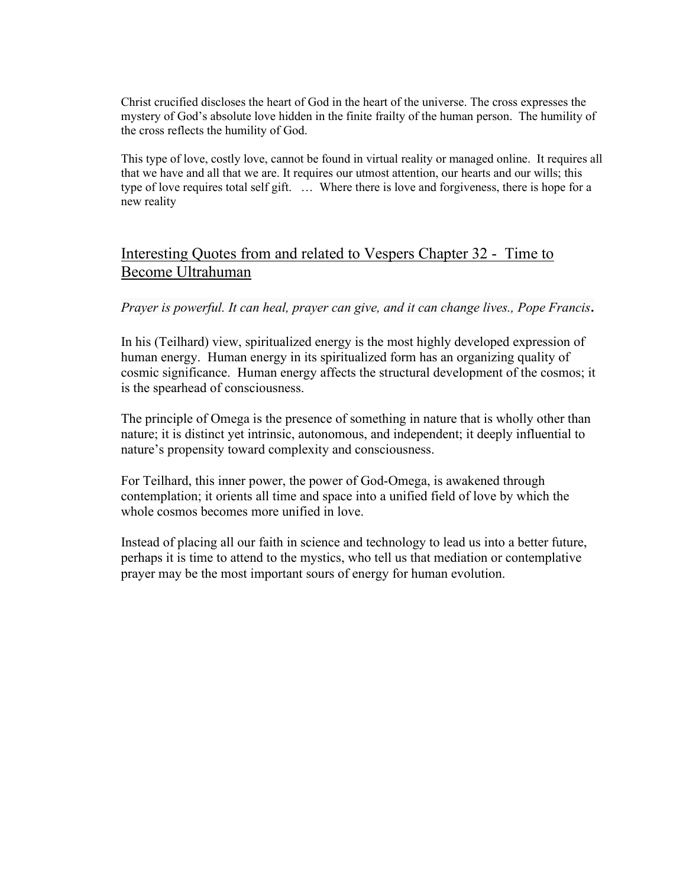Christ crucified discloses the heart of God in the heart of the universe. The cross expresses the mystery of God's absolute love hidden in the finite frailty of the human person. The humility of the cross reflects the humility of God.

This type of love, costly love, cannot be found in virtual reality or managed online. It requires all that we have and all that we are. It requires our utmost attention, our hearts and our wills; this type of love requires total self gift. … Where there is love and forgiveness, there is hope for a new reality

## Interesting Quotes from and related to Vespers Chapter 32 - Time to Become Ultrahuman

*Prayer is powerful. It can heal, prayer can give, and it can change lives., Pope Francis***.**

In his (Teilhard) view, spiritualized energy is the most highly developed expression of human energy. Human energy in its spiritualized form has an organizing quality of cosmic significance. Human energy affects the structural development of the cosmos; it is the spearhead of consciousness.

The principle of Omega is the presence of something in nature that is wholly other than nature; it is distinct yet intrinsic, autonomous, and independent; it deeply influential to nature's propensity toward complexity and consciousness.

For Teilhard, this inner power, the power of God-Omega, is awakened through contemplation; it orients all time and space into a unified field of love by which the whole cosmos becomes more unified in love.

Instead of placing all our faith in science and technology to lead us into a better future, perhaps it is time to attend to the mystics, who tell us that mediation or contemplative prayer may be the most important sours of energy for human evolution.